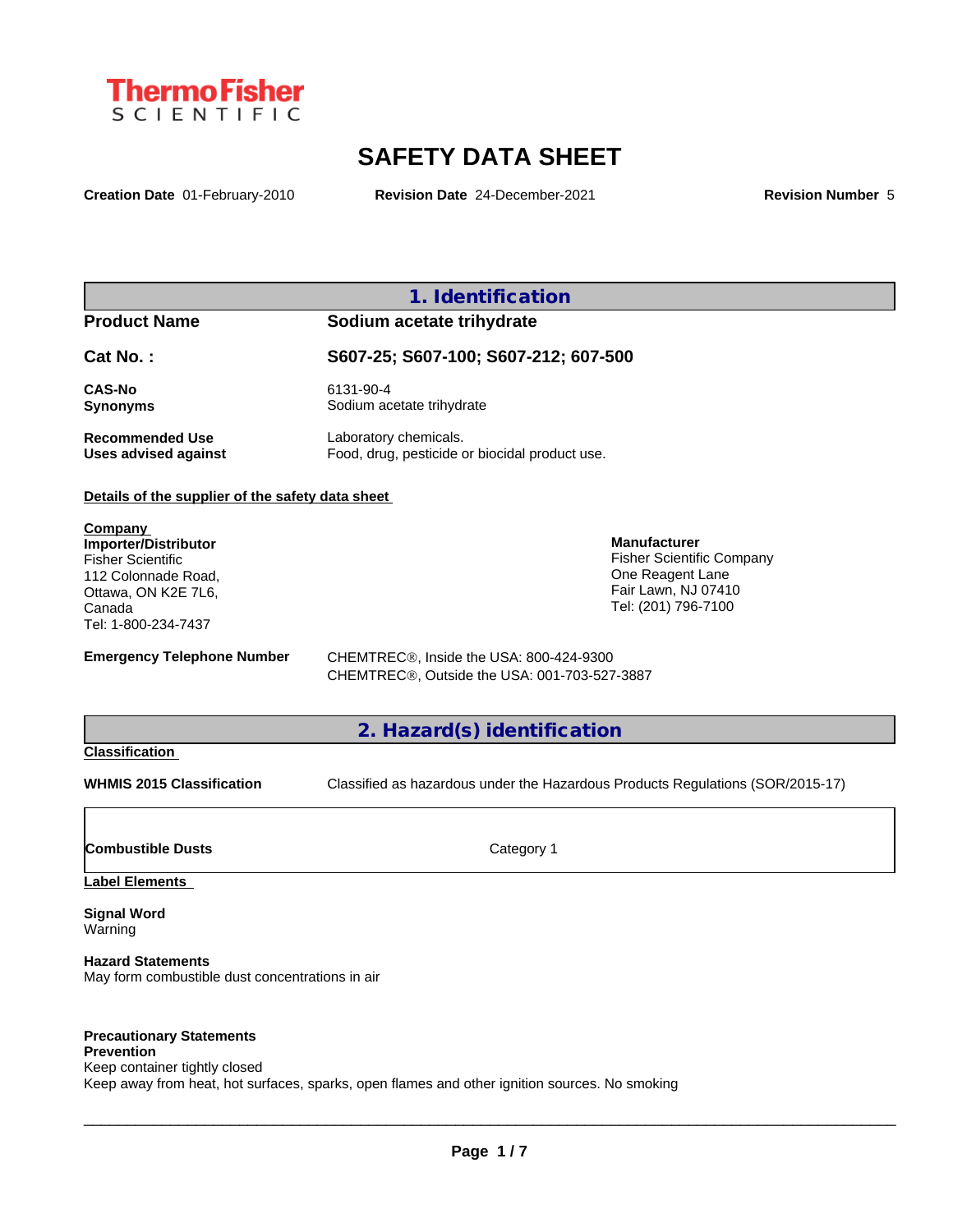ThermoFisher SCIENTIFIC

# SAFETY DATA SHEET

**Creation Date** 01-February-2010 **Revision Date** 24-December-2021 **Revision Number** 5

## 1. Identification

| | |
|---|---|
| **Product Name** | **Sodium acetate trihydrate** |
| **Cat No. :** | **S607-25; S607-100; S607-212; 607-500** |
| **CAS-No** | 6131-90-4 |
| **Synonyms** | Sodium acetate trihydrate |
| **Recommended Use** | Laboratory chemicals. |
| **Uses advised against** | Food, drug, pesticide or biocidal product use. |

**Details of the supplier of the safety data sheet**

**Company**
**Importer/Distributor**
Fisher Scientific
112 Colonnade Road,
Ottawa, ON K2E 7L6,
Canada
Tel: 1-800-234-7437

**Manufacturer**
Fisher Scientific Company
One Reagent Lane
Fair Lawn, NJ 07410
Tel: (201) 796-7100

**Emergency Telephone Number**
CHEMTREC®, Inside the USA: 800-424-9300
CHEMTREC®, Outside the USA: 001-703-527-3887

## 2. Hazard(s) identification

**Classification**

**WHMIS 2015 Classification** Classified as hazardous under the Hazardous Products Regulations (SOR/2015-17)

| | |
|---|---|
| **Combustible Dusts** | Category 1 |

**Label Elements**

**Signal Word**
Warning

**Hazard Statements**
May form combustible dust concentrations in air

**Precautionary Statements**
**Prevention**
Keep container tightly closed
Keep away from heat, hot surfaces, sparks, open flames and other ignition sources. No smoking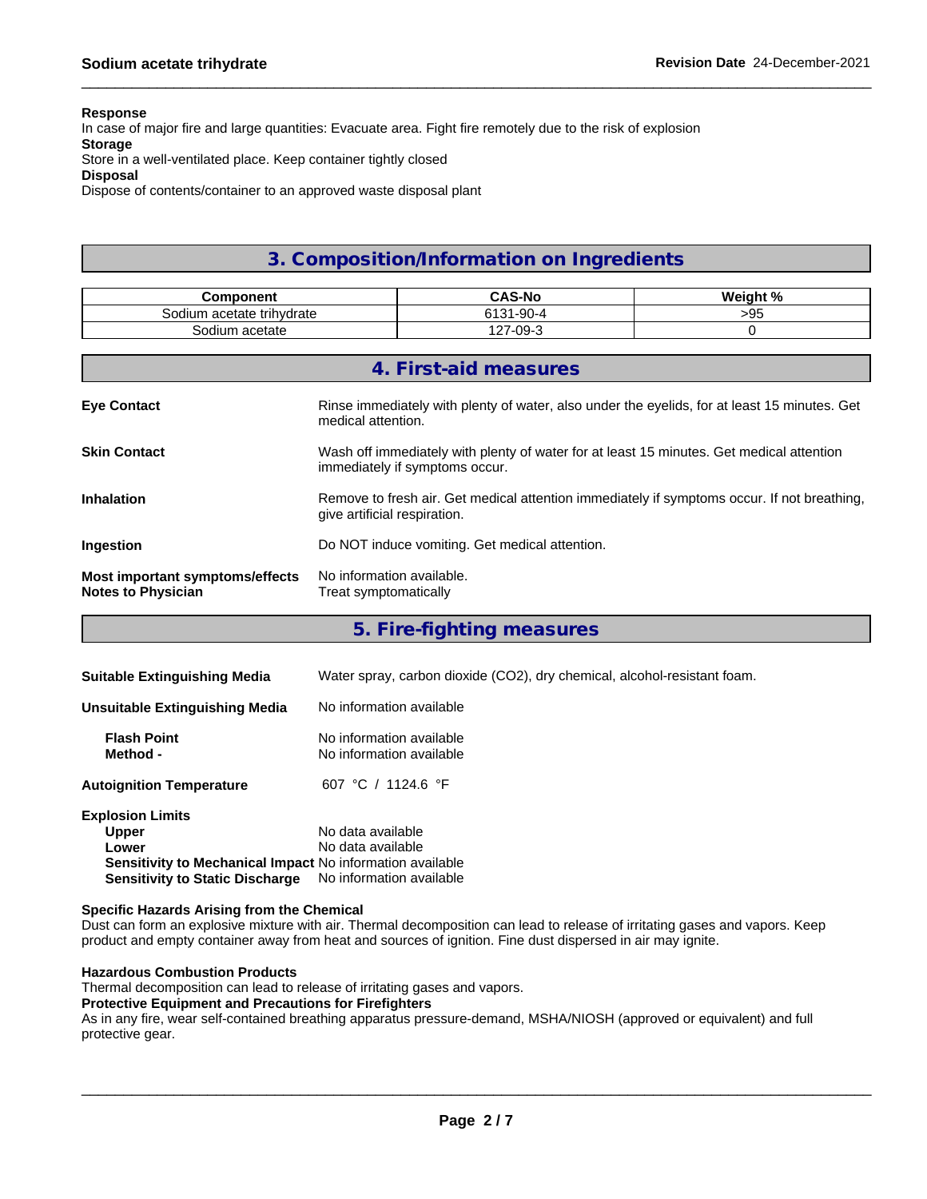**Response**
In case of major fire and large quantities: Evacuate area. Fight fire remotely due to the risk of explosion
**Storage**
Store in a well-ventilated place. Keep container tightly closed
**Disposal**
Dispose of contents/container to an approved waste disposal plant

## 3. Composition/Information on Ingredients

| Component | CAS-No | Weight % |
|---|---|---|
| Sodium acetate trihydrate | 6131-90-4 | >95 |
| Sodium acetate | 127-09-3 | 0 |

## 4. First-aid measures

**Eye Contact**
Rinse immediately with plenty of water, also under the eyelids, for at least 15 minutes. Get medical attention.

**Skin Contact**
Wash off immediately with plenty of water for at least 15 minutes. Get medical attention immediately if symptoms occur.

**Inhalation**
Remove to fresh air. Get medical attention immediately if symptoms occur. If not breathing, give artificial respiration.

**Ingestion**
Do NOT induce vomiting. Get medical attention.

**Most important symptoms/effects** No information available.
**Notes to Physician** Treat symptomatically

## 5. Fire-fighting measures

**Suitable Extinguishing Media** Water spray, carbon dioxide ($CO_2$), dry chemical, alcohol-resistant foam.

**Unsuitable Extinguishing Media** No information available

**Flash Point** No information available
**Method -** No information available

**Autoignition Temperature** 607 °C / 1124.6 °F

**Explosion Limits**
**Upper** No data available
**Lower** No data available
**Sensitivity to Mechanical Impact** No information available
**Sensitivity to Static Discharge** No information available

**Specific Hazards Arising from the Chemical**
Dust can form an explosive mixture with air. Thermal decomposition can lead to release of irritating gases and vapors. Keep product and empty container away from heat and sources of ignition. Fine dust dispersed in air may ignite.

**Hazardous Combustion Products**
Thermal decomposition can lead to release of irritating gases and vapors.
**Protective Equipment and Precautions for Firefighters**
As in any fire, wear self-contained breathing apparatus pressure-demand, MSHA/NIOSH (approved or equivalent) and full protective gear.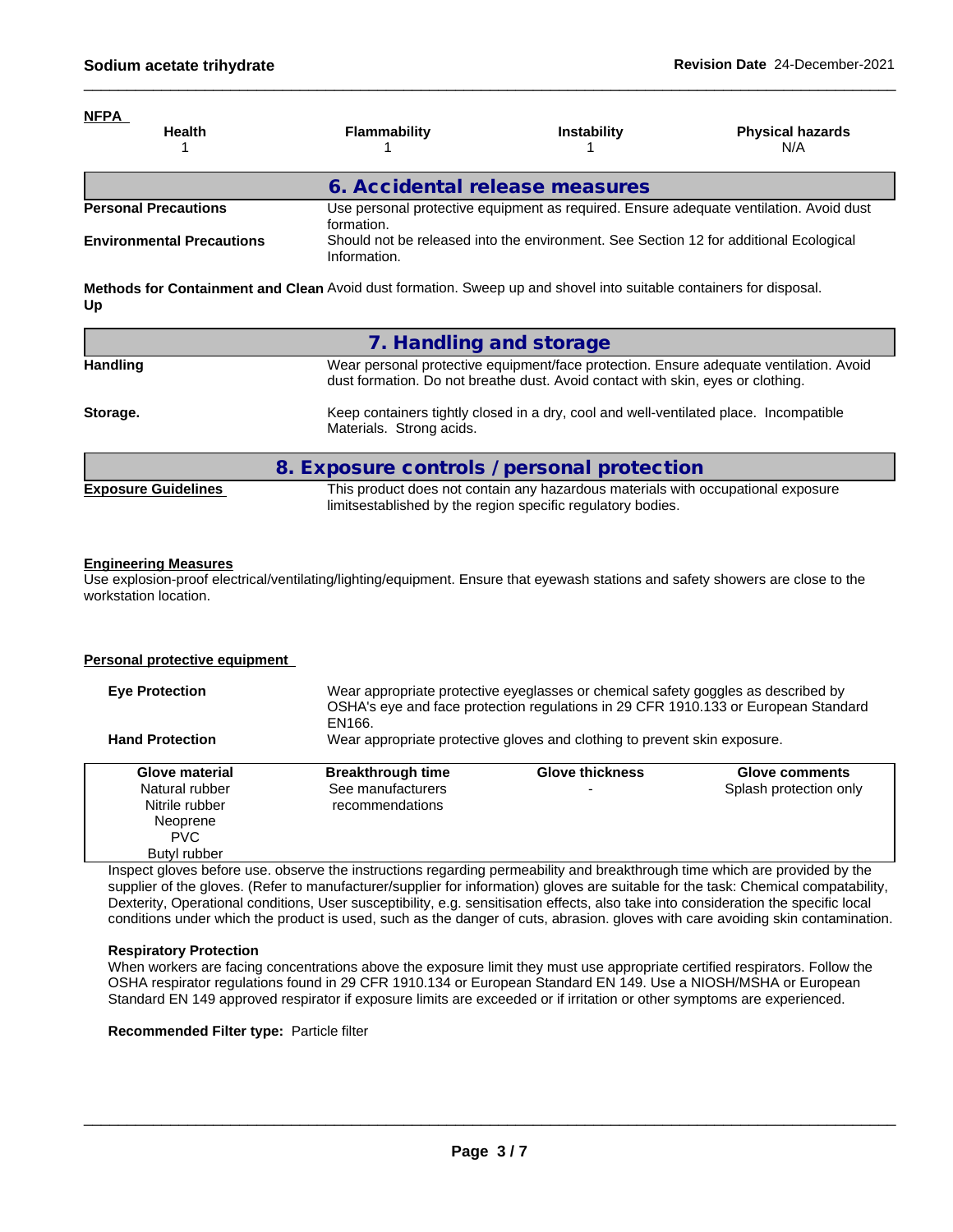**NFPA**

| Health | Flammability | Instability | Physical hazards |
|---|---|---|---|
| 1 | 1 | 1 | N/A |

## 6. Accidental release measures

**Personal Precautions** Use personal protective equipment as required. Ensure adequate ventilation. Avoid dust formation.

**Environmental Precautions** Should not be released into the environment. See Section 12 for additional Ecological Information.

**Methods for Containment and Clean Up** Avoid dust formation. Sweep up and shovel into suitable containers for disposal.

## 7. Handling and storage

**Handling** Wear personal protective equipment/face protection. Ensure adequate ventilation. Avoid dust formation. Do not breathe dust. Avoid contact with skin, eyes or clothing.

**Storage.** Keep containers tightly closed in a dry, cool and well-ventilated place. Incompatible Materials. Strong acids.

## 8. Exposure controls / personal protection

**Exposure Guidelines** This product does not contain any hazardous materials with occupational exposure limitsestablished by the region specific regulatory bodies.

**Engineering Measures**

Use explosion-proof electrical/ventilating/lighting/equipment. Ensure that eyewash stations and safety showers are close to the workstation location.

**Personal protective equipment**

**Eye Protection** Wear appropriate protective eyeglasses or chemical safety goggles as described by OSHA's eye and face protection regulations in 29 CFR 1910.133 or European Standard EN166.

**Hand Protection** Wear appropriate protective gloves and clothing to prevent skin exposure.

| Glove material | Breakthrough time | Glove thickness | Glove comments |
|---|---|---|---|
| Natural rubber<br>Nitrile rubber<br>Neoprene<br>PVC<br>Butyl rubber | See manufacturers recommendations | - | Splash protection only |

Inspect gloves before use. observe the instructions regarding permeability and breakthrough time which are provided by the supplier of the gloves. (Refer to manufacturer/supplier for information) gloves are suitable for the task: Chemical compatability, Dexterity, Operational conditions, User susceptibility, e.g. sensitisation effects, also take into consideration the specific local conditions under which the product is used, such as the danger of cuts, abrasion. gloves with care avoiding skin contamination.

**Respiratory Protection**

When workers are facing concentrations above the exposure limit they must use appropriate certified respirators. Follow the OSHA respirator regulations found in 29 CFR 1910.134 or European Standard EN 149. Use a NIOSH/MSHA or European Standard EN 149 approved respirator if exposure limits are exceeded or if irritation or other symptoms are experienced.

**Recommended Filter type:** Particle filter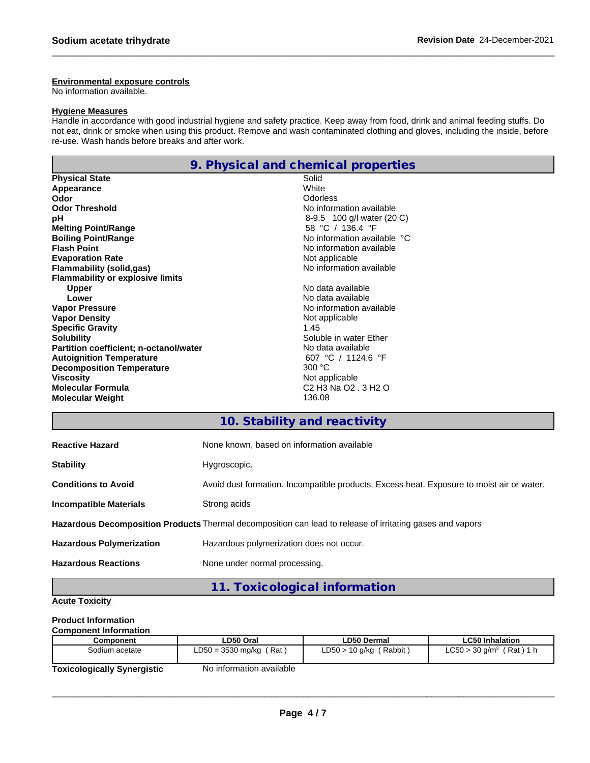**Environmental exposure controls**
No information available.

**Hygiene Measures**
Handle in accordance with good industrial hygiene and safety practice. Keep away from food, drink and animal feeding stuffs. Do not eat, drink or smoke when using this product. Remove and wash contaminated clothing and gloves, including the inside, before re-use. Wash hands before breaks and after work.

## 9. Physical and chemical properties

| | |
|---|---|
| **Physical State** | Solid |
| **Appearance** | White |
| **Odor** | Odorless |
| **Odor Threshold** | No information available |
| **pH** | 8-9.5 100 g/l water (20 C) |
| **Melting Point/Range** | 58 °C / 136.4 °F |
| **Boiling Point/Range** | No information available °C |
| **Flash Point** | No information available |
| **Evaporation Rate** | Not applicable |
| **Flammability (solid,gas)** | No information available |
| **Flammability or explosive limits** | |
| **Upper** | No data available |
| **Lower** | No data available |
| **Vapor Pressure** | No information available |
| **Vapor Density** | Not applicable |
| **Specific Gravity** | 1.45 |
| **Solubility** | Soluble in water Ether |
| **Partition coefficient; n-octanol/water** | No data available |
| **Autoignition Temperature** | 607 °C / 1124.6 °F |
| **Decomposition Temperature** | 300 °C |
| **Viscosity** | Not applicable |
| **Molecular Formula** | C2 H3 Na O2 . 3 H2 O |
| **Molecular Weight** | 136.08 |

## 10. Stability and reactivity

| | |
|---|---|
| **Reactive Hazard** | None known, based on information available |
| **Stability** | Hygroscopic. |
| **Conditions to Avoid** | Avoid dust formation. Incompatible products. Excess heat. Exposure to moist air or water. |
| **Incompatible Materials** | Strong acids |
| **Hazardous Decomposition Products** | Thermal decomposition can lead to release of irritating gases and vapors |
| **Hazardous Polymerization** | Hazardous polymerization does not occur. |
| **Hazardous Reactions** | None under normal processing. |

## 11. Toxicological information

**Acute Toxicity**

**Product Information**
**Component Information**

| Component | LD50 Oral | LD50 Dermal | LC50 Inhalation |
|---|---|---|---|
| Sodium acetate | LD50 = 3530 mg/kg ( Rat ) | LD50 > 10 g/kg ( Rabbit ) | LC50 > 30 g/m$^3$ ( Rat ) 1 h |

**Toxicologically Synergistic** No information available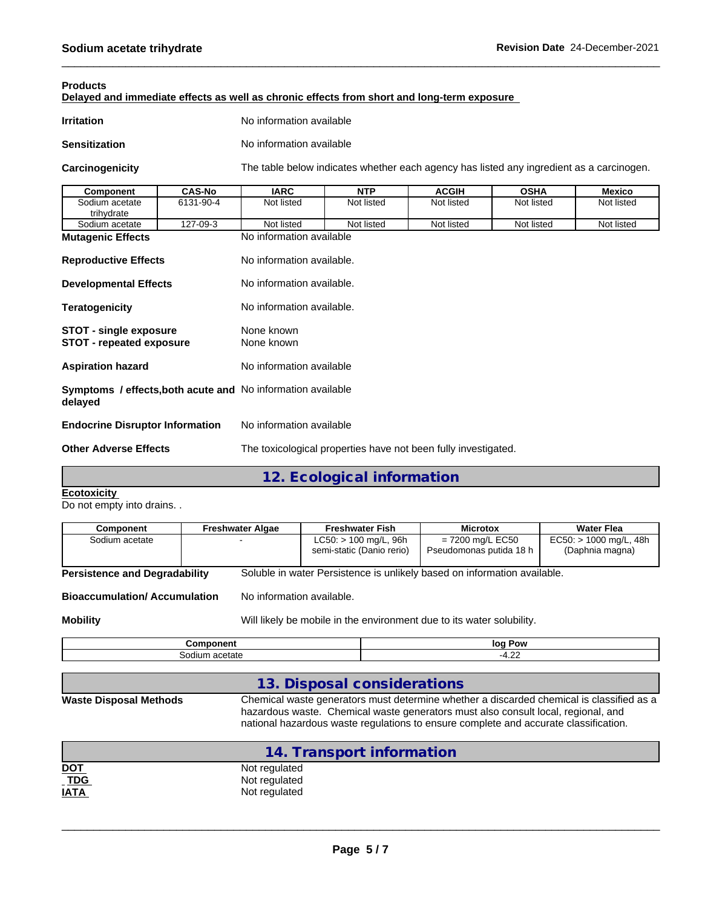**Products**

**Delayed and immediate effects as well as chronic effects from short and long-term exposure**

**Irritation** No information available

**Sensitization** No information available

**Carcinogenicity** The table below indicates whether each agency has listed any ingredient as a carcinogen.

| Component | CAS-No | IARC | NTP | ACGIH | OSHA | Mexico |
|---|---|---|---|---|---|---|
| Sodium acetate trihydrate | 6131-90-4 | Not listed | Not listed | Not listed | Not listed | Not listed |
| Sodium acetate | 127-09-3 | Not listed | Not listed | Not listed | Not listed | Not listed |

**Mutagenic Effects** No information available

**Reproductive Effects** No information available.

**Developmental Effects** No information available.

**Teratogenicity** No information available.

**STOT - single exposure** None known
**STOT - repeated exposure** None known

**Aspiration hazard** No information available

**Symptoms / effects,both acute and delayed** No information available

**Endocrine Disruptor Information** No information available

**Other Adverse Effects** The toxicological properties have not been fully investigated.

## 12. Ecological information

**Ecotoxicity**

Do not empty into drains. .

| Component | Freshwater Algae | Freshwater Fish | Microtox | Water Flea |
|---|---|---|---|---|
| Sodium acetate | - | LC50: > 100 mg/L, 96h semi-static (Danio rerio) | = 7200 mg/L EC50 Pseudomonas putida 18 h | EC50: > 1000 mg/L, 48h (Daphnia magna) |

**Persistence and Degradability** Soluble in water Persistence is unlikely based on information available.

**Bioaccumulation/ Accumulation** No information available.

**Mobility** Will likely be mobile in the environment due to its water solubility.

| Component | log Pow |
|---|---|
| Sodium acetate | -4.22 |

## 13. Disposal considerations

**Waste Disposal Methods** Chemical waste generators must determine whether a discarded chemical is classified as a hazardous waste. Chemical waste generators must also consult local, regional, and national hazardous waste regulations to ensure complete and accurate classification.

## 14. Transport information

**DOT** Not regulated
**TDG** Not regulated
**IATA** Not regulated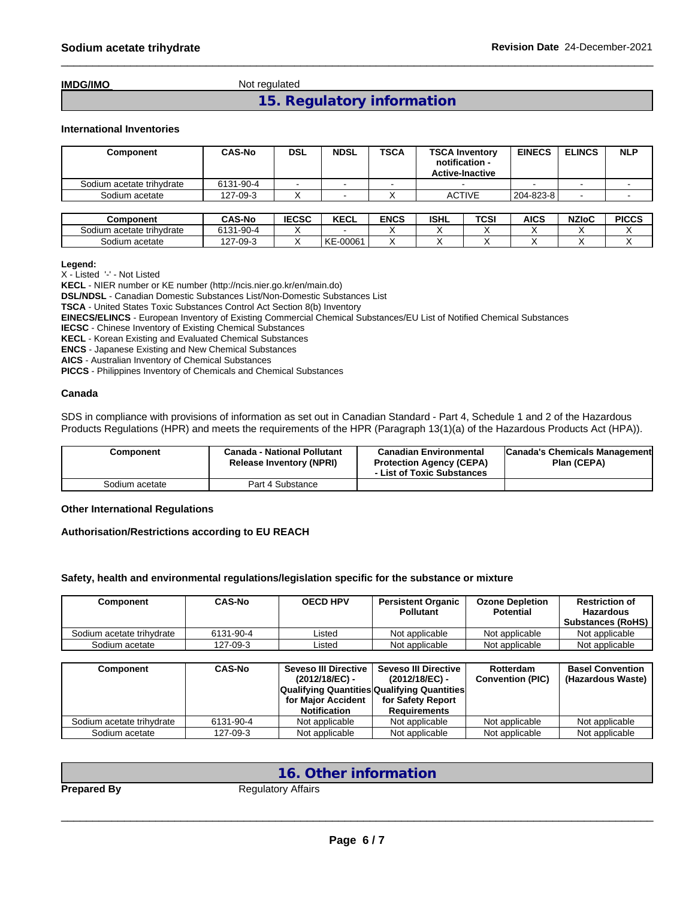**IMDG/IMO** Not regulated

## 15. Regulatory information

**International Inventories**

| Component | CAS-No | DSL | NDSL | TSCA | TSCA Inventory notification - Active-Inactive | EINECS | ELINCS | NLP |
|---|---|---|---|---|---|---|---|---|
| Sodium acetate trihydrate | 6131-90-4 | - | - | - | - | - | - | - |
| Sodium acetate | 127-09-3 | X | - | X | ACTIVE | 204-823-8 | - | - |

| Component | CAS-No | IECSC | KECL | ENCS | ISHL | TCSI | AICS | NZIoC | PICCS |
|---|---|---|---|---|---|---|---|---|---|
| Sodium acetate trihydrate | 6131-90-4 | X | - | X | X | X | X | X | X |
| Sodium acetate | 127-09-3 | X | KE-00061 | X | X | X | X | X | X |

**Legend:**
X - Listed '-' - Not Listed
**KECL** - NIER number or KE number (http://ncis.nier.go.kr/en/main.do)
**DSL/NDSL** - Canadian Domestic Substances List/Non-Domestic Substances List
**TSCA** - United States Toxic Substances Control Act Section 8(b) Inventory
**EINECS/ELINCS** - European Inventory of Existing Commercial Chemical Substances/EU List of Notified Chemical Substances
**IECSC** - Chinese Inventory of Existing Chemical Substances
**KECL** - Korean Existing and Evaluated Chemical Substances
**ENCS** - Japanese Existing and New Chemical Substances
**AICS** - Australian Inventory of Chemical Substances
**PICCS** - Philippines Inventory of Chemicals and Chemical Substances

**Canada**

SDS in compliance with provisions of information as set out in Canadian Standard - Part 4, Schedule 1 and 2 of the Hazardous Products Regulations (HPR) and meets the requirements of the HPR (Paragraph 13(1)(a) of the Hazardous Products Act (HPA)).

| Component | Canada - National Pollutant Release Inventory (NPRI) | Canadian Environmental Protection Agency (CEPA) - List of Toxic Substances | Canada's Chemicals Management Plan (CEPA) |
|---|---|---|---|
| Sodium acetate | Part 4 Substance | | |

**Other International Regulations**

**Authorisation/Restrictions according to EU REACH**

**Safety, health and environmental regulations/legislation specific for the substance or mixture**

| Component | CAS-No | OECD HPV | Persistent Organic Pollutant | Ozone Depletion Potential | Restriction of Hazardous Substances (RoHS) |
|---|---|---|---|---|---|
| Sodium acetate trihydrate | 6131-90-4 | Listed | Not applicable | Not applicable | Not applicable |
| Sodium acetate | 127-09-3 | Listed | Not applicable | Not applicable | Not applicable |

| Component | CAS-No | Seveso III Directive (2012/18/EC) - Qualifying Quantities for Major Accident Notification | Seveso III Directive (2012/18/EC) - Qualifying Quantities for Safety Report Requirements | Rotterdam Convention (PIC) | Basel Convention (Hazardous Waste) |
|---|---|---|---|---|---|
| Sodium acetate trihydrate | 6131-90-4 | Not applicable | Not applicable | Not applicable | Not applicable |
| Sodium acetate | 127-09-3 | Not applicable | Not applicable | Not applicable | Not applicable |

## 16. Other information

**Prepared By** Regulatory Affairs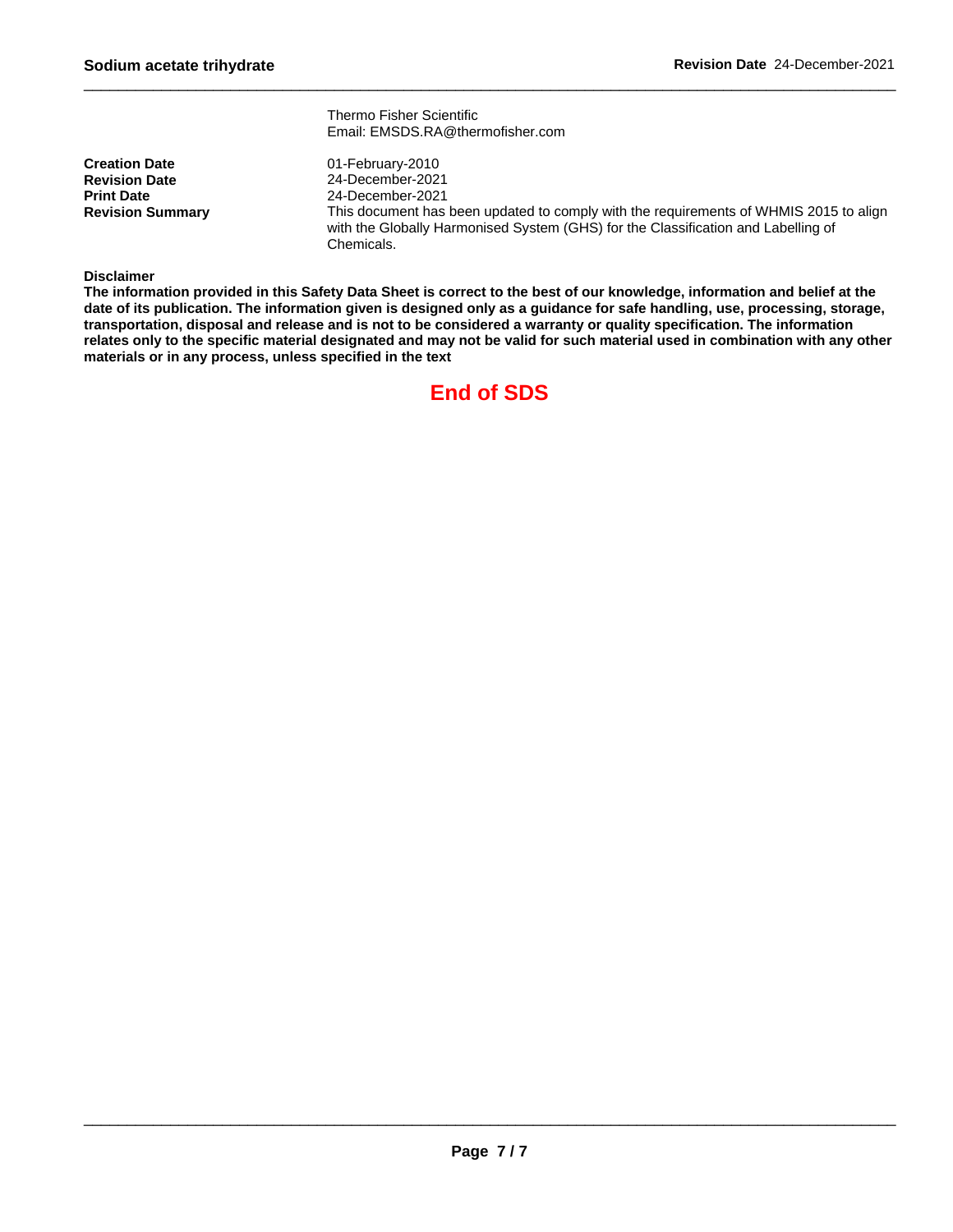Thermo Fisher Scientific
Email: EMSDS.RA@thermofisher.com

| | |
|---|---|
| **Creation Date** | 01-February-2010 |
| **Revision Date** | 24-December-2021 |
| **Print Date** | 24-December-2021 |
| **Revision Summary** | This document has been updated to comply with the requirements of WHMIS 2015 to align with the Globally Harmonised System (GHS) for the Classification and Labelling of Chemicals. |

**Disclaimer**

**The information provided in this Safety Data Sheet is correct to the best of our knowledge, information and belief at the date of its publication. The information given is designed only as a guidance for safe handling, use, processing, storage, transportation, disposal and release and is not to be considered a warranty or quality specification. The information relates only to the specific material designated and may not be valid for such material used in combination with any other materials or in any process, unless specified in the text**

## End of SDS